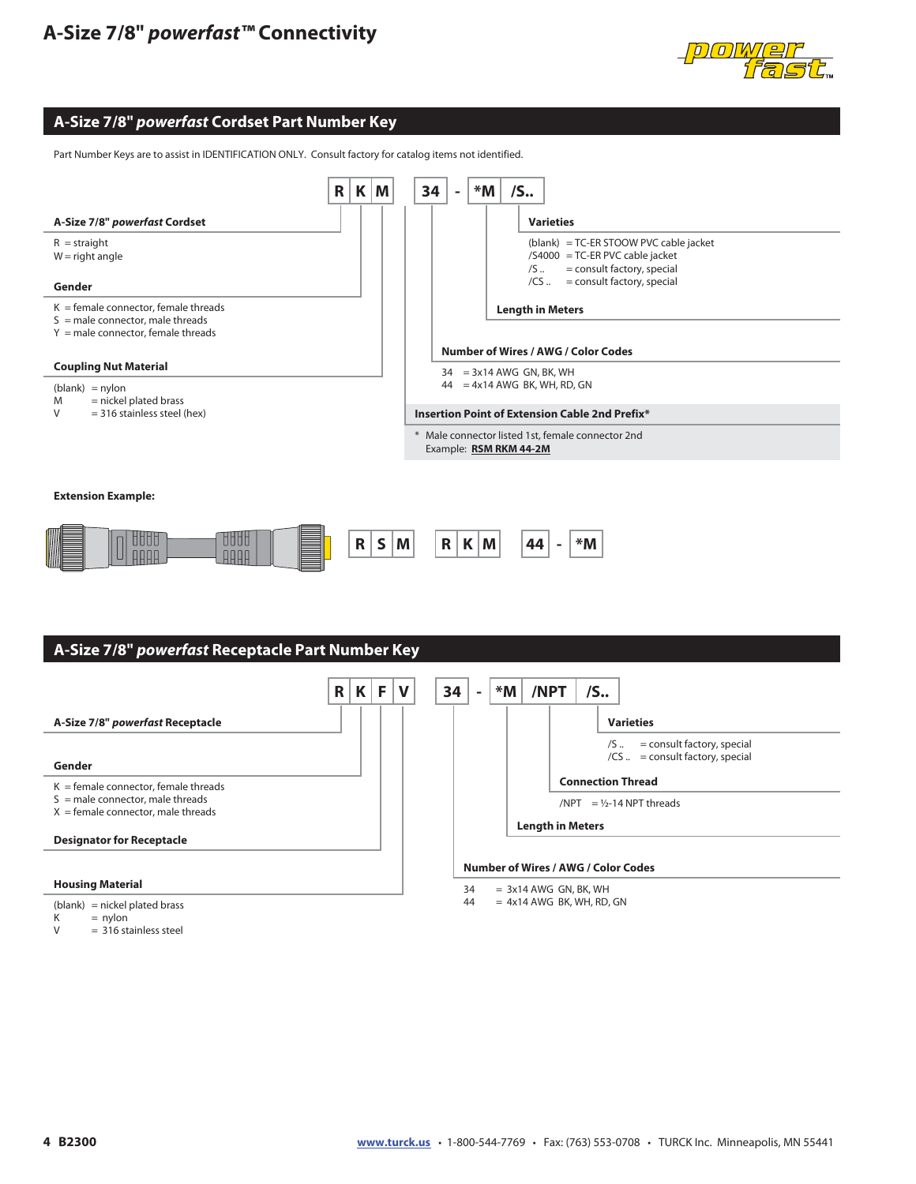# A-Size 7/8" *powerfast*™ Connectivity

## A-Size 7/8" *powerfast* Cordset Part Number Key

Part Number Keys are to assist in IDENTIFICATION ONLY. Consult factory for catalog items not identified.

| R | K | M | | 34 | - | *M | /S.. |
|---|---|---|---|---|---|---|---|

**A-Size 7/8" *powerfast* Cordset**

R = straight
W = right angle

**Gender**

K = female connector, female threads
S = male connector, male threads
Y = male connector, female threads

**Coupling Nut Material**

(blank) = nylon
M = nickel plated brass
V = 316 stainless steel (hex)

**Varieties**

(blank) = TC-ER STOOW PVC cable jacket
/S4000 = TC-ER PVC cable jacket
/S .. = consult factory, special
/CS .. = consult factory, special

**Length in Meters**

**Number of Wires / AWG / Color Codes**

34 = 3x14 AWG GN, BK, WH
44 = 4x14 AWG BK, WH, RD, GN

**Insertion Point of Extension Cable 2nd Prefix***

* Male connector listed 1st, female connector 2nd
Example: **RSM RKM 44-2M**

**Extension Example:**

| R | S | M | | R | K | M | | 44 | - | *M |
|---|---|---|---|---|---|---|---|---|---|---|

## A-Size 7/8" *powerfast* Receptacle Part Number Key

| R | K | F | V | | 34 | - | *M | /NPT | /S.. |
|---|---|---|---|---|---|---|---|---|---|

**A-Size 7/8" *powerfast* Receptacle**

**Gender**

K = female connector, female threads
S = male connector, male threads
X = female connector, male threads

**Designator for Receptacle**

**Housing Material**

(blank) = nickel plated brass
K = nylon
V = 316 stainless steel

**Varieties**

/S .. = consult factory, special
/CS .. = consult factory, special

**Connection Thread**

/NPT = ½-14 NPT threads

**Length in Meters**

**Number of Wires / AWG / Color Codes**

34 = 3x14 AWG GN, BK, WH
44 = 4x14 AWG BK, WH, RD, GN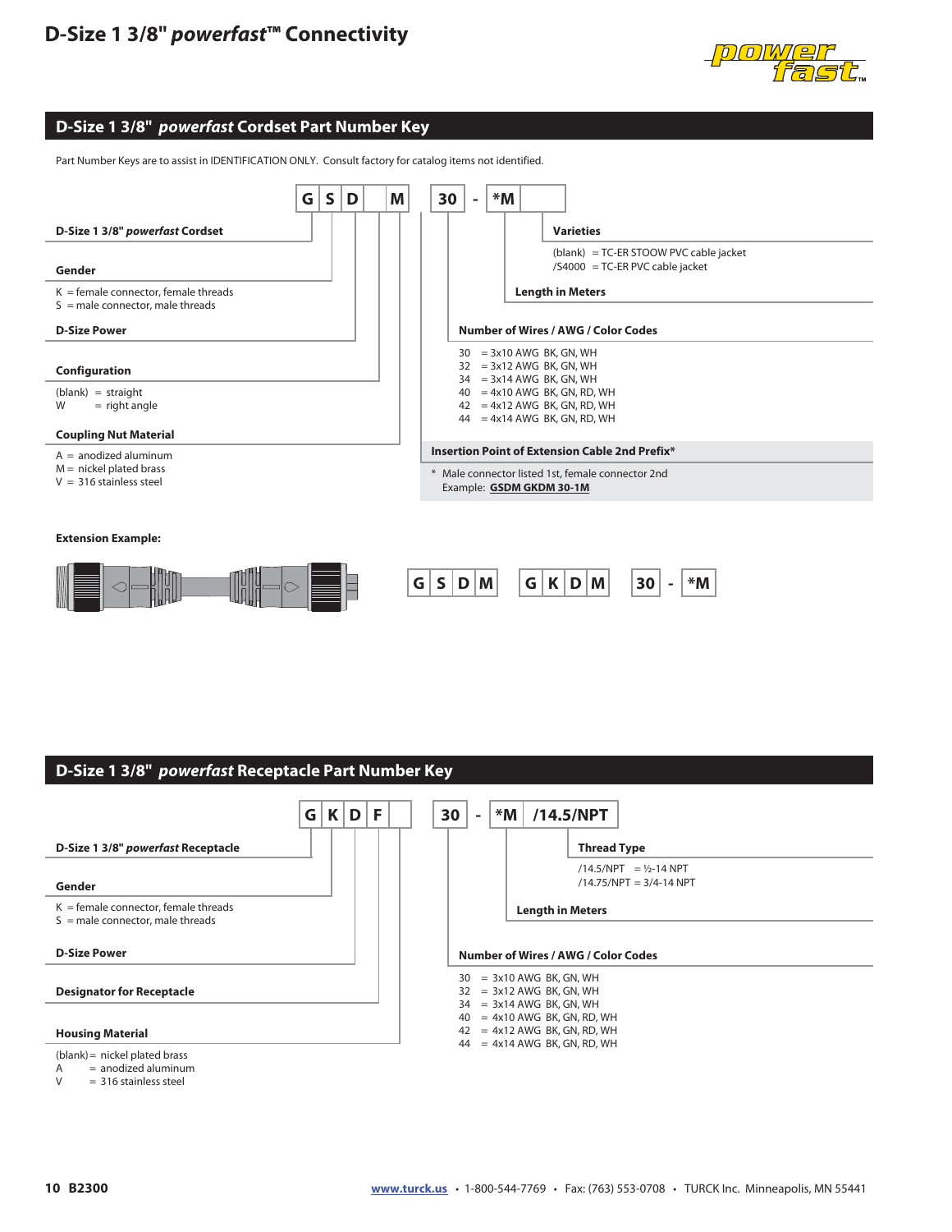# D-Size 1 3/8" *powerfast*™ Connectivity

## D-Size 1 3/8" *powerfast* Cordset Part Number Key

Part Number Keys are to assist in IDENTIFICATION ONLY. Consult factory for catalog items not identified.

| G | S | D | | M | 30 | - | *M | |
|---|---|---|---|---|---|---|---|---|

**D-Size 1 3/8" *powerfast* Cordset**

**Gender**

K = female connector, female threads
S = male connector, male threads

**D-Size Power**

**Configuration**

(blank) = straight
W = right angle

**Coupling Nut Material**

A = anodized aluminum
M = nickel plated brass
V = 316 stainless steel

**Varieties**

(blank) = TC-ER STOOW PVC cable jacket
/S4000 = TC-ER PVC cable jacket

**Length in Meters**

**Number of Wires / AWG / Color Codes**

30 = 3x10 AWG BK, GN, WH
32 = 3x12 AWG BK, GN, WH
34 = 3x14 AWG BK, GN, WH
40 = 4x10 AWG BK, GN, RD, WH
42 = 4x12 AWG BK, GN, RD, WH
44 = 4x14 AWG BK, GN, RD, WH

**Insertion Point of Extension Cable 2nd Prefix***

* Male connector listed 1st, female connector 2nd
Example: **GSDM GKDM 30-1M**

**Extension Example:**

| G | S | D | M | | G | K | D | M | | 30 | - | *M |
|---|---|---|---|---|---|---|---|---|---|---|---|---|

## D-Size 1 3/8" *powerfast* Receptacle Part Number Key

| G | K | D | F | | 30 | - | *M | /14.5/NPT |
|---|---|---|---|---|---|---|---|---|

**D-Size 1 3/8" *powerfast* Receptacle**

**Gender**

K = female connector, female threads
S = male connector, male threads

**D-Size Power**

**Designator for Receptacle**

**Housing Material**

(blank) = nickel plated brass
A = anodized aluminum
V = 316 stainless steel

**Thread Type**

/14.5/NPT = ½-14 NPT
/14.75/NPT = 3/4-14 NPT

**Length in Meters**

**Number of Wires / AWG / Color Codes**

30 = 3x10 AWG BK, GN, WH
32 = 3x12 AWG BK, GN, WH
34 = 3x14 AWG BK, GN, WH
40 = 4x10 AWG BK, GN, RD, WH
42 = 4x12 AWG BK, GN, RD, WH
44 = 4x14 AWG BK, GN, RD, WH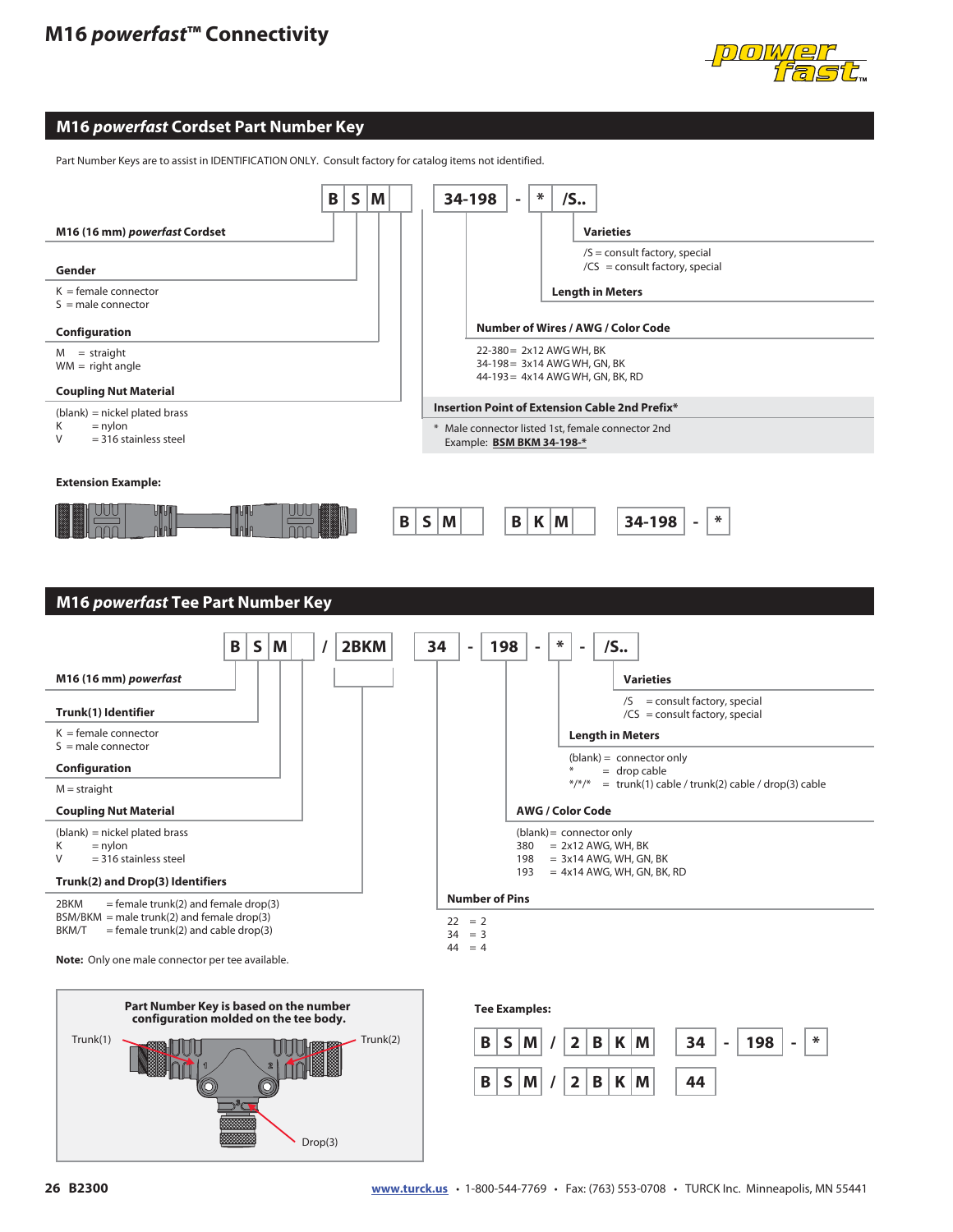# M16 *powerfast*™ Connectivity

## M16 *powerfast* Cordset Part Number Key

Part Number Keys are to assist in IDENTIFICATION ONLY. Consult factory for catalog items not identified.

| B | S | M | | | 34-198 | - | * | /S.. |
|---|---|---|---|---|---|---|---|---|

**M16 (16 mm) *powerfast* Cordset**

**Gender**

K = female connector
S = male connector

**Configuration**

M = straight
WM = right angle

**Coupling Nut Material**

(blank) = nickel plated brass
K = nylon
V = 316 stainless steel

**Varieties**

/S = consult factory, special
/CS = consult factory, special

**Length in Meters**

**Number of Wires / AWG / Color Code**

22-380 = 2x12 AWG WH, BK
34-198 = 3x14 AWG WH, GN, BK
44-193 = 4x14 AWG WH, GN, BK, RD

**Insertion Point of Extension Cable 2nd Prefix***

\* Male connector listed 1st, female connector 2nd
Example: **BSM BKM 34-198-***

**Extension Example:**

| B | S | M | | | B | K | M | | | 34-198 | - | * |
|---|---|---|---|---|---|---|---|---|---|---|---|---|

## M16 *powerfast* Tee Part Number Key

| B | S | M | | / | 2BKM | | 34 | - | 198 | - | * | - | /S.. |
|---|---|---|---|---|---|---|---|---|---|---|---|---|---|

**M16 (16 mm) *powerfast***

**Trunk(1) Identifier**

K = female connector
S = male connector

**Configuration**

M = straight

**Coupling Nut Material**

(blank) = nickel plated brass
K = nylon
V = 316 stainless steel

**Trunk(2) and Drop(3) Identifiers**

2BKM = female trunk(2) and female drop(3)
BSM/BKM = male trunk(2) and female drop(3)
BKM/T = female trunk(2) and cable drop(3)

**Note:** Only one male connector per tee available.

**Varieties**

/S = consult factory, special
/CS = consult factory, special

**Length in Meters**

(blank) = connector only
\* = drop cable
\*/\*/\* = trunk(1) cable / trunk(2) cable / drop(3) cable

**AWG / Color Code**

(blank) = connector only
380 = 2x12 AWG, WH, BK
198 = 3x14 AWG, WH, GN, BK
193 = 4x14 AWG, WH, GN, BK, RD

**Number of Pins**

22 = 2
34 = 3
44 = 4

**Part Number Key is based on the number configuration molded on the tee body.**

Trunk(1) Trunk(2) Drop(3)

**Tee Examples:**

| B | S | M | / | 2 | B | K | M | | 34 | - | 198 | - | * |
|---|---|---|---|---|---|---|---|---|---|---|---|---|---|
| B | S | M | / | 2 | B | K | M | | 44 | | | | |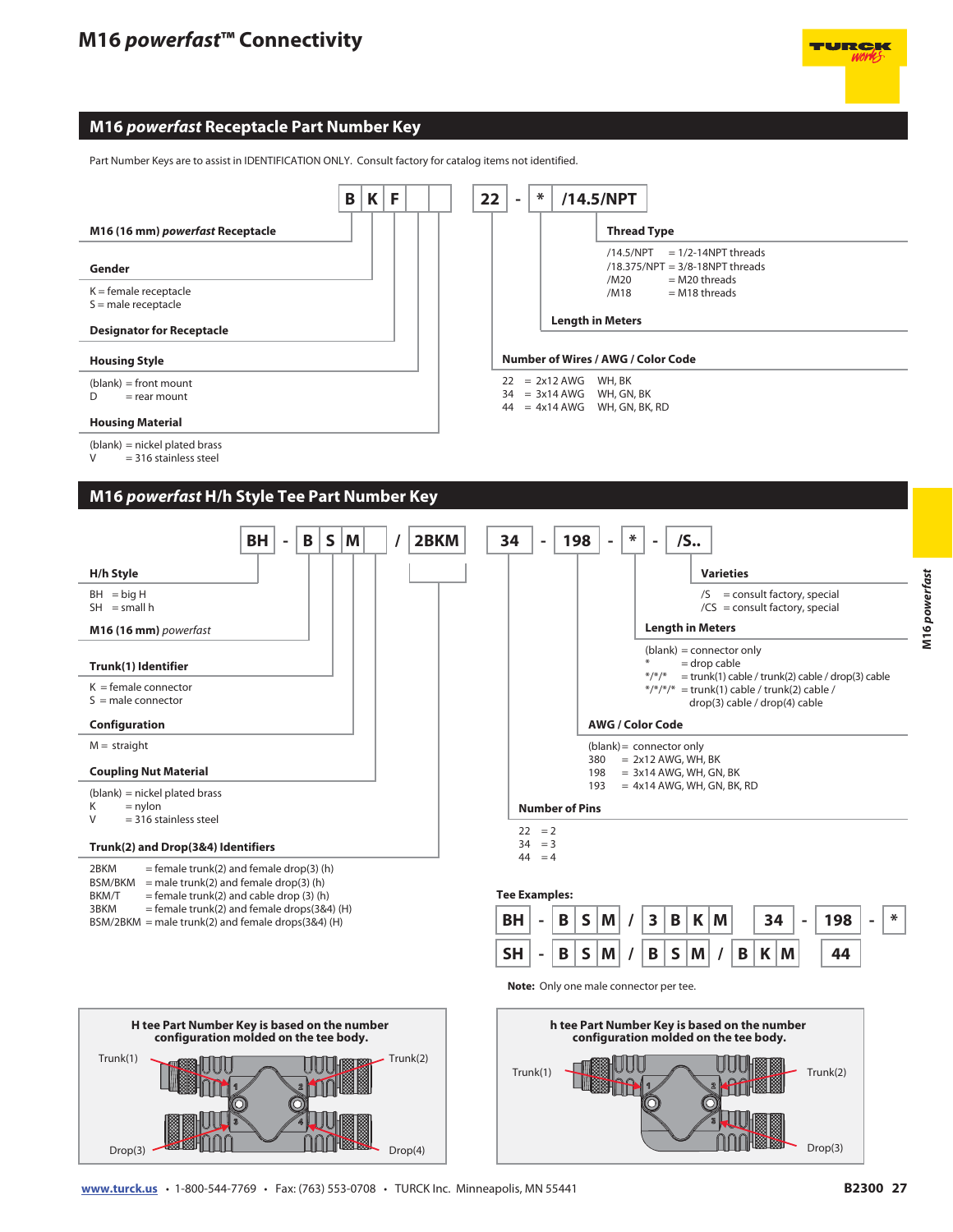# M16 *powerfast*™ Connectivity

## M16 *powerfast* Receptacle Part Number Key

Part Number Keys are to assist in IDENTIFICATION ONLY. Consult factory for catalog items not identified.

| B | K | F | | | | 22 | - | * | /14.5/NPT |
|---|---|---|---|---|---|---|---|---|---|

**M16 (16 mm) *powerfast* Receptacle**

**Gender**

K = female receptacle
S = male receptacle

**Designator for Receptacle**

**Housing Style**

(blank) = front mount
D = rear mount

**Housing Material**

(blank) = nickel plated brass
V = 316 stainless steel

**Thread Type**

/14.5/NPT = 1/2-14NPT threads
/18.375/NPT = 3/8-18NPT threads
/M20 = M20 threads
/M18 = M18 threads

**Length in Meters**

**Number of Wires / AWG / Color Code**

22 = 2x12 AWG WH, BK
34 = 3x14 AWG WH, GN, BK
44 = 4x14 AWG WH, GN, BK, RD

## M16 *powerfast* H/h Style Tee Part Number Key

| BH | - | B | S | M | | / | 2BKM | 34 | - | 198 | - | * | - | /S.. |
|---|---|---|---|---|---|---|---|---|---|---|---|---|---|---|

**H/h Style**

BH = big H
SH = small h

**M16 (16 mm) *powerfast***

**Trunk(1) Identifier**

K = female connector
S = male connector

**Configuration**

M = straight

**Coupling Nut Material**

(blank) = nickel plated brass
K = nylon
V = 316 stainless steel

**Trunk(2) and Drop(3&4) Identifiers**

2BKM = female trunk(2) and female drop(3) (h)
BSM/BKM = male trunk(2) and female drop(3) (h)
BKM/T = female trunk(2) and cable drop (3) (h)
3BKM = female trunk(2) and female drops(3&4) (H)
BSM/2BKM = male trunk(2) and female drops(3&4) (H)

**Varieties**

/S = consult factory, special
/CS = consult factory, special

**Length in Meters**

(blank) = connector only
\* = drop cable
\*/\*/\* = trunk(1) cable / trunk(2) cable / drop(3) cable
\*/\*/\*/\* = trunk(1) cable / trunk(2) cable / drop(3) cable / drop(4) cable

**AWG / Color Code**

(blank) = connector only
380 = 2x12 AWG, WH, BK
198 = 3x14 AWG, WH, GN, BK
193 = 4x14 AWG, WH, GN, BK, RD

**Number of Pins**

22 = 2
34 = 3
44 = 4

**Tee Examples:**

BH - BSM / 3BKM 34 - 198 - *

SH - BSM / BSM / BKM 44

**Note:** Only one male connector per tee.

**H tee Part Number Key is based on the number configuration molded on the tee body.**

Trunk(1) Trunk(2) Drop(3) Drop(4)

**h tee Part Number Key is based on the number configuration molded on the tee body.**

Trunk(1) Trunk(2) Drop(3)

www.turck.us • 1-800-544-7769 • Fax: (763) 553-0708 • TURCK Inc. Minneapolis, MN 55441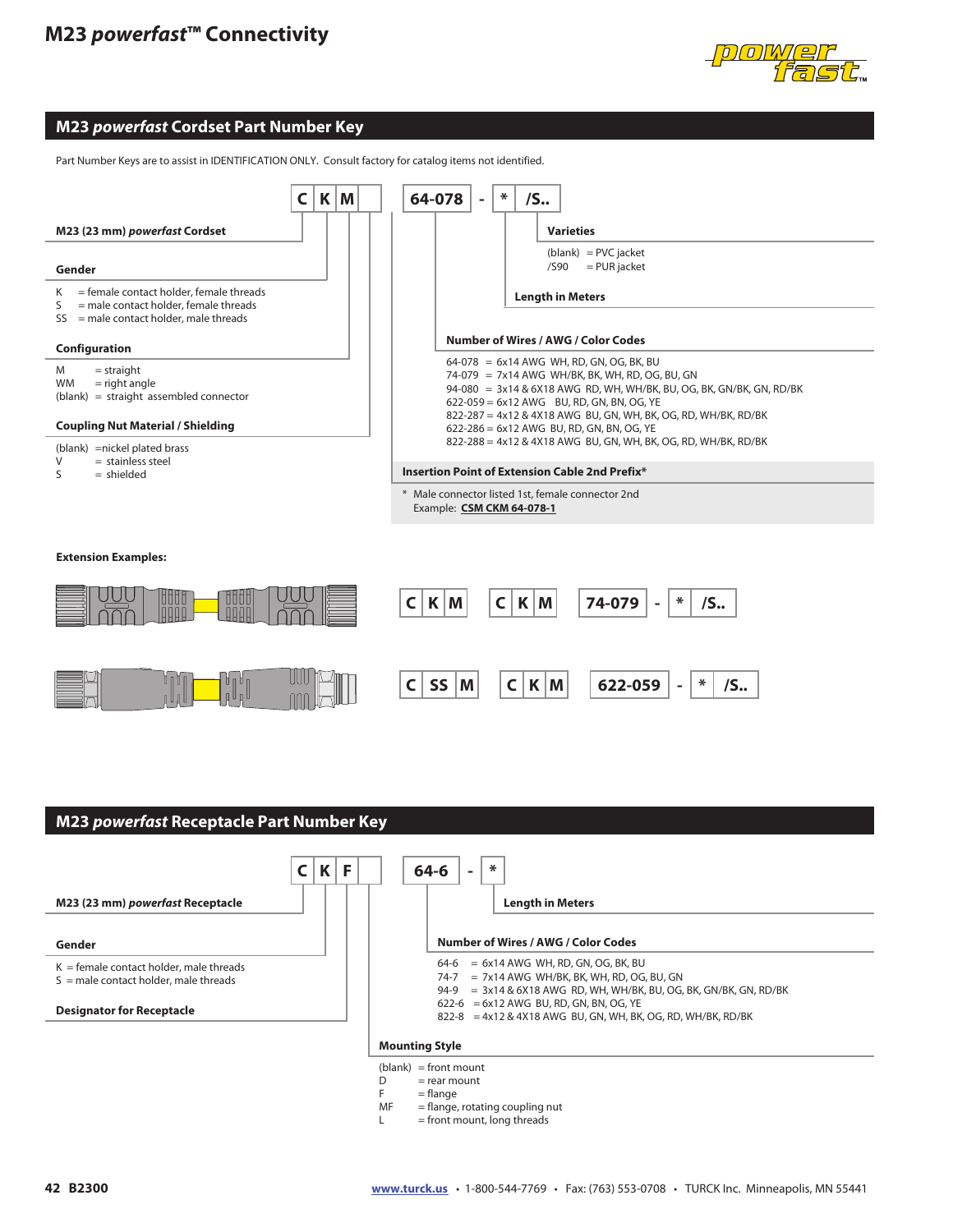# M23 *powerfast*™ Connectivity

## M23 *powerfast* Cordset Part Number Key

Part Number Keys are to assist in IDENTIFICATION ONLY. Consult factory for catalog items not identified.

| C | K | M | | 64-078 | - | * | /S.. |
|---|---|---|---|---|---|---|---|

**M23 (23 mm) *powerfast* Cordset**

**Gender**

- K = female contact holder, female threads
- S = male contact holder, female threads
- SS = male contact holder, male threads

**Configuration**

- M = straight
- WM = right angle
- (blank) = straight assembled connector

**Coupling Nut Material / Shielding**

- (blank) = nickel plated brass
- V = stainless steel
- S = shielded

**Varieties**

- (blank) = PVC jacket
- /S90 = PUR jacket

**Length in Meters**

**Number of Wires / AWG / Color Codes**

- 64-078 = 6x14 AWG WH, RD, GN, OG, BK, BU
- 74-079 = 7x14 AWG WH/BK, BK, WH, RD, OG, BU, GN
- 94-080 = 3x14 & 6X18 AWG RD, WH, WH/BK, BU, OG, BK, GN/BK, GN, RD/BK
- 622-059 = 6x12 AWG BU, RD, GN, BN, OG, YE
- 822-287 = 4x12 & 4X18 AWG BU, GN, WH, BK, OG, RD, WH/BK, RD/BK
- 622-286 = 6x12 AWG BU, RD, GN, BN, OG, YE
- 822-288 = 4x12 & 4X18 AWG BU, GN, WH, BK, OG, RD, WH/BK, RD/BK

**Insertion Point of Extension Cable 2nd Prefix***

* Male connector listed 1st, female connector 2nd
  Example: **CSM CKM 64-078-1**

**Extension Examples:**

C K M C K M 74-079 - * /S..

C SS M C K M 622-059 - * /S..

## M23 *powerfast* Receptacle Part Number Key

| C | K | F | | 64-6 | - | * |
|---|---|---|---|---|---|---|

**M23 (23 mm) *powerfast* Receptacle**

**Gender**

- K = female contact holder, male threads
- S = male contact holder, male threads

**Designator for Receptacle**

**Length in Meters**

**Number of Wires / AWG / Color Codes**

- 64-6 = 6x14 AWG WH, RD, GN, OG, BK, BU
- 74-7 = 7x14 AWG WH/BK, BK, WH, RD, OG, BU, GN
- 94-9 = 3x14 & 6X18 AWG RD, WH, WH/BK, BU, OG, BK, GN/BK, GN, RD/BK
- 622-6 = 6x12 AWG BU, RD, GN, BN, OG, YE
- 822-8 = 4x12 & 4X18 AWG BU, GN, WH, BK, OG, RD, WH/BK, RD/BK

**Mounting Style**

- (blank) = front mount
- D = rear mount
- F = flange
- MF = flange, rotating coupling nut
- L = front mount, long threads

www.turck.us • 1-800-544-7769 • Fax: (763) 553-0708 • TURCK Inc. Minneapolis, MN 55441